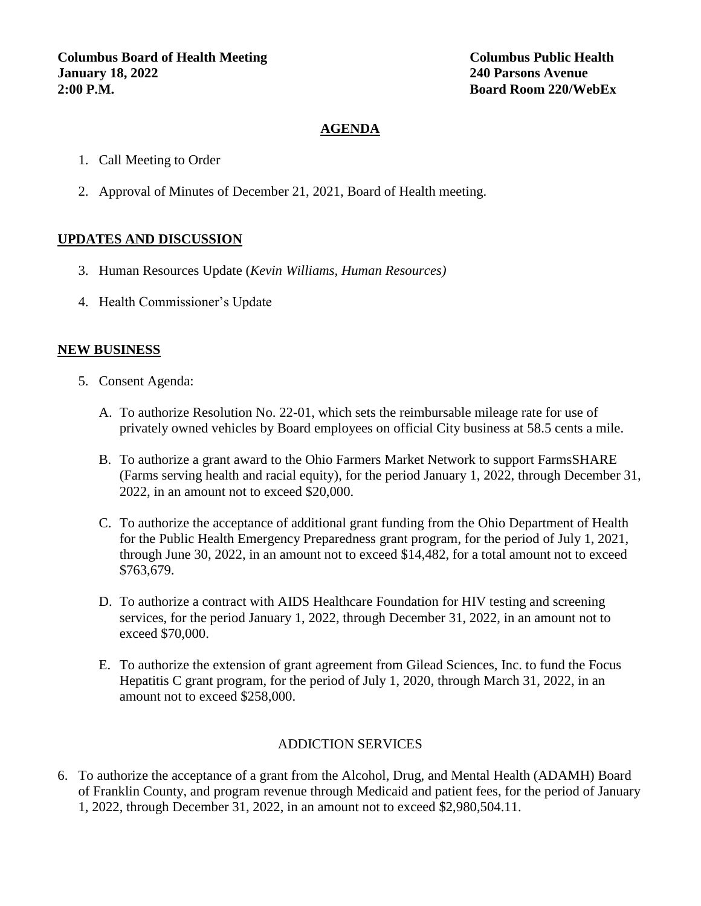**Columbus Board of Health Meeting**
**January 18, 2022**
**2:00 P.M.**

**Columbus Public Health**
**240 Parsons Avenue**
**Board Room 220/WebEx**

# AGENDA

1. Call Meeting to Order

2. Approval of Minutes of December 21, 2021, Board of Health meeting.

## UPDATES AND DISCUSSION

3. Human Resources Update (*Kevin Williams, Human Resources)*

4. Health Commissioner's Update

## NEW BUSINESS

5. Consent Agenda:

   A. To authorize Resolution No. 22-01, which sets the reimbursable mileage rate for use of privately owned vehicles by Board employees on official City business at 58.5 cents a mile.

   B. To authorize a grant award to the Ohio Farmers Market Network to support FarmsSHARE (Farms serving health and racial equity), for the period January 1, 2022, through December 31, 2022, in an amount not to exceed $20,000.

   C. To authorize the acceptance of additional grant funding from the Ohio Department of Health for the Public Health Emergency Preparedness grant program, for the period of July 1, 2021, through June 30, 2022, in an amount not to exceed $14,482, for a total amount not to exceed $763,679.

   D. To authorize a contract with AIDS Healthcare Foundation for HIV testing and screening services, for the period January 1, 2022, through December 31, 2022, in an amount not to exceed $70,000.

   E. To authorize the extension of grant agreement from Gilead Sciences, Inc. to fund the Focus Hepatitis C grant program, for the period of July 1, 2020, through March 31, 2022, in an amount not to exceed $258,000.

ADDICTION SERVICES

6. To authorize the acceptance of a grant from the Alcohol, Drug, and Mental Health (ADAMH) Board of Franklin County, and program revenue through Medicaid and patient fees, for the period of January 1, 2022, through December 31, 2022, in an amount not to exceed $2,980,504.11.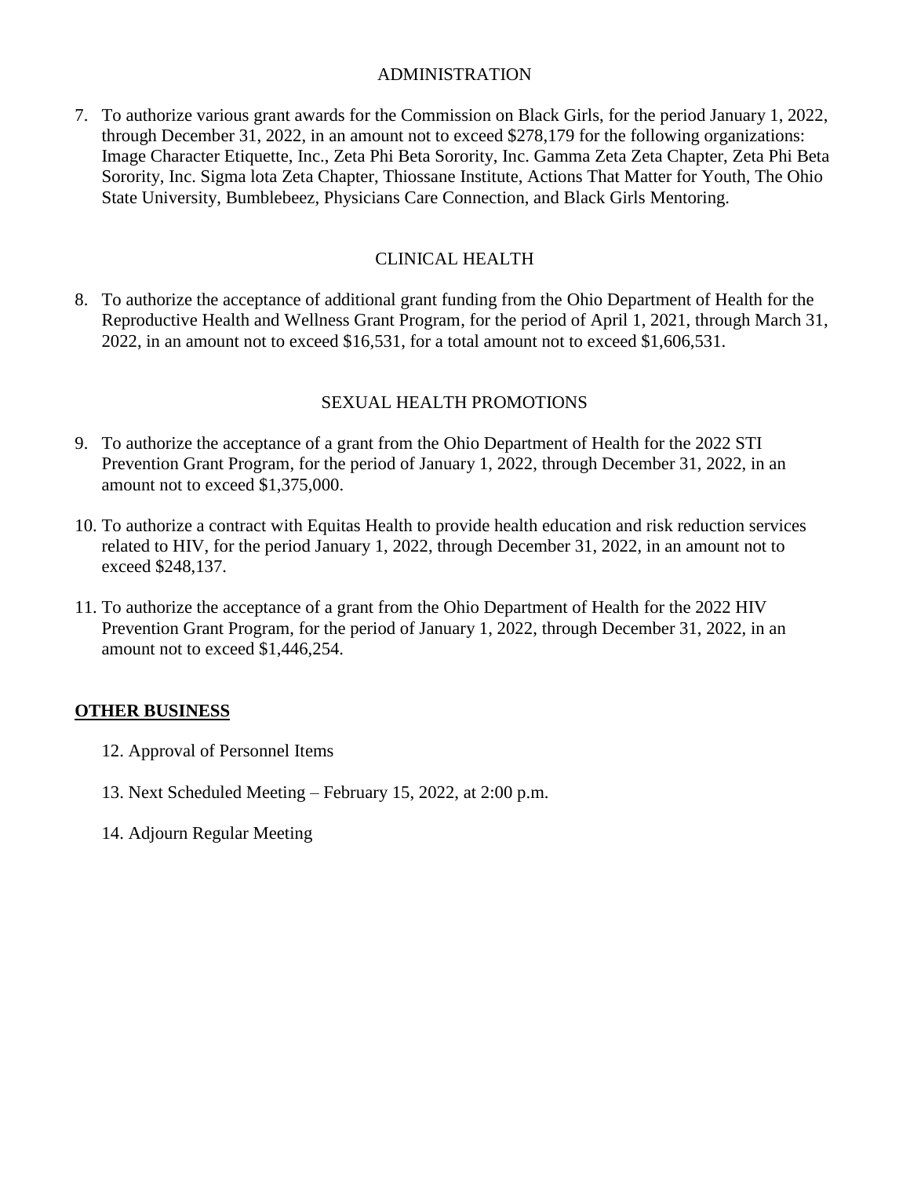## ADMINISTRATION

7. To authorize various grant awards for the Commission on Black Girls, for the period January 1, 2022, through December 31, 2022, in an amount not to exceed $278,179 for the following organizations: Image Character Etiquette, Inc., Zeta Phi Beta Sorority, Inc. Gamma Zeta Zeta Chapter, Zeta Phi Beta Sorority, Inc. Sigma lota Zeta Chapter, Thiossane Institute, Actions That Matter for Youth, The Ohio State University, Bumblebeez, Physicians Care Connection, and Black Girls Mentoring.

## CLINICAL HEALTH

8. To authorize the acceptance of additional grant funding from the Ohio Department of Health for the Reproductive Health and Wellness Grant Program, for the period of April 1, 2021, through March 31, 2022, in an amount not to exceed $16,531, for a total amount not to exceed $1,606,531.

## SEXUAL HEALTH PROMOTIONS

9. To authorize the acceptance of a grant from the Ohio Department of Health for the 2022 STI Prevention Grant Program, for the period of January 1, 2022, through December 31, 2022, in an amount not to exceed $1,375,000.

10. To authorize a contract with Equitas Health to provide health education and risk reduction services related to HIV, for the period January 1, 2022, through December 31, 2022, in an amount not to exceed $248,137.

11. To authorize the acceptance of a grant from the Ohio Department of Health for the 2022 HIV Prevention Grant Program, for the period of January 1, 2022, through December 31, 2022, in an amount not to exceed $1,446,254.

**OTHER BUSINESS**

12. Approval of Personnel Items

13. Next Scheduled Meeting – February 15, 2022, at 2:00 p.m.

14. Adjourn Regular Meeting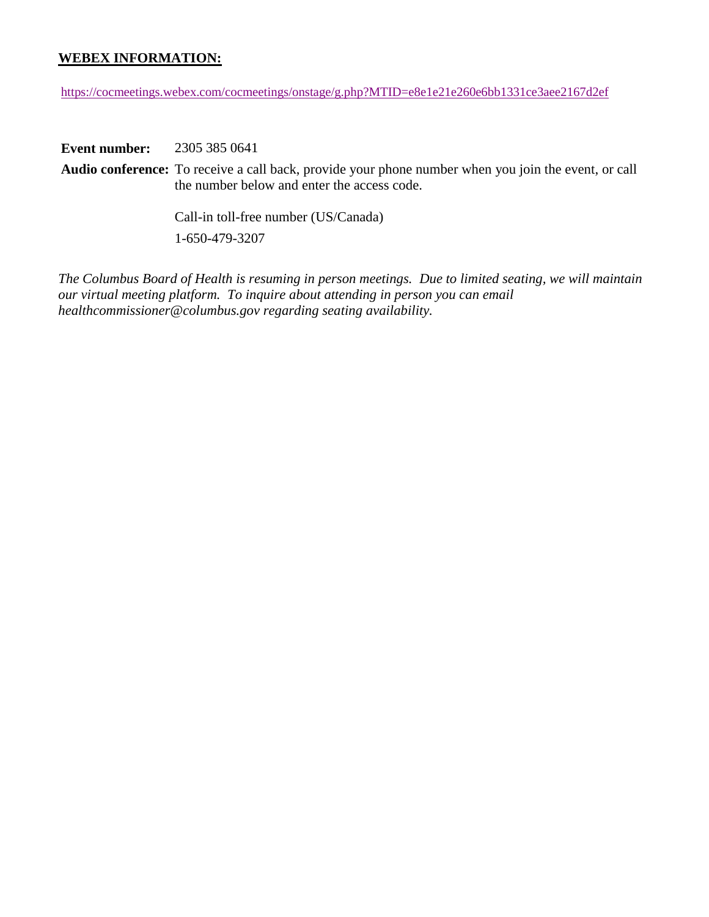**WEBEX INFORMATION:**

https://cocmeetings.webex.com/cocmeetings/onstage/g.php?MTID=e8e1e21e260e6bb1331ce3aee2167d2ef

**Event number:** 2305 385 0641

**Audio conference:** To receive a call back, provide your phone number when you join the event, or call the number below and enter the access code.

Call-in toll-free number (US/Canada)

1-650-479-3207

*The Columbus Board of Health is resuming in person meetings. Due to limited seating, we will maintain our virtual meeting platform. To inquire about attending in person you can email healthcommissioner@columbus.gov regarding seating availability.*